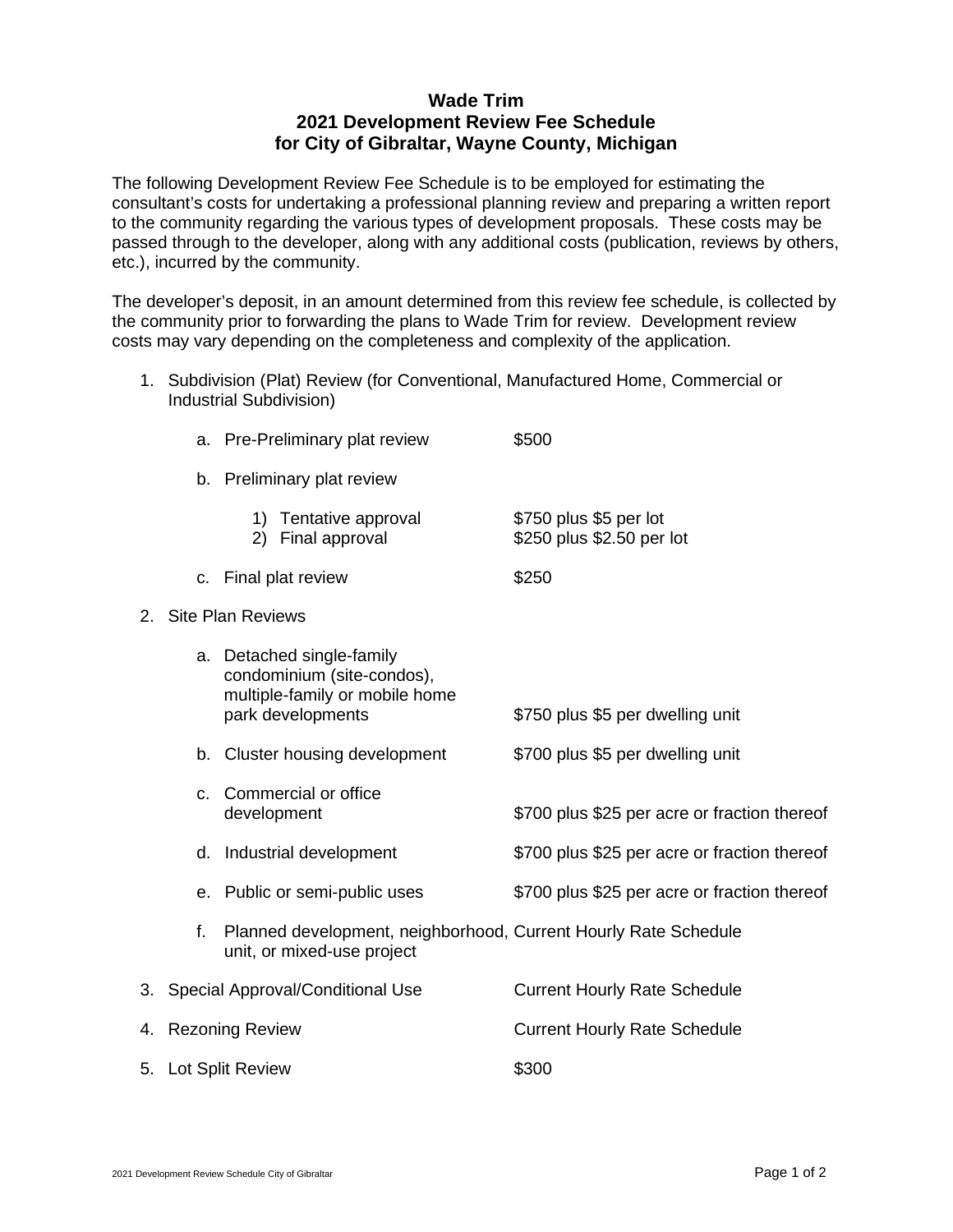# Wade Trim
# 2021 Development Review Fee Schedule
# for City of Gibraltar, Wayne County, Michigan

The following Development Review Fee Schedule is to be employed for estimating the consultant's costs for undertaking a professional planning review and preparing a written report to the community regarding the various types of development proposals. These costs may be passed through to the developer, along with any additional costs (publication, reviews by others, etc.), incurred by the community.

The developer's deposit, in an amount determined from this review fee schedule, is collected by the community prior to forwarding the plans to Wade Trim for review. Development review costs may vary depending on the completeness and complexity of the application.

1. Subdivision (Plat) Review (for Conventional, Manufactured Home, Commercial or Industrial Subdivision)

   a. Pre-Preliminary plat review — $500

   b. Preliminary plat review

      1) Tentative approval — $750 plus $5 per lot
      2) Final approval — $250 plus $2.50 per lot

   c. Final plat review — $250

2. Site Plan Reviews

   a. Detached single-family condominium (site-condos), multiple-family or mobile home park developments — $750 plus $5 per dwelling unit

   b. Cluster housing development — $700 plus $5 per dwelling unit

   c. Commercial or office development — $700 plus $25 per acre or fraction thereof

   d. Industrial development — $700 plus $25 per acre or fraction thereof

   e. Public or semi-public uses — $700 plus $25 per acre or fraction thereof

   f. Planned development, neighborhood, unit, or mixed-use project — Current Hourly Rate Schedule

3. Special Approval/Conditional Use — Current Hourly Rate Schedule

4. Rezoning Review — Current Hourly Rate Schedule

5. Lot Split Review — $300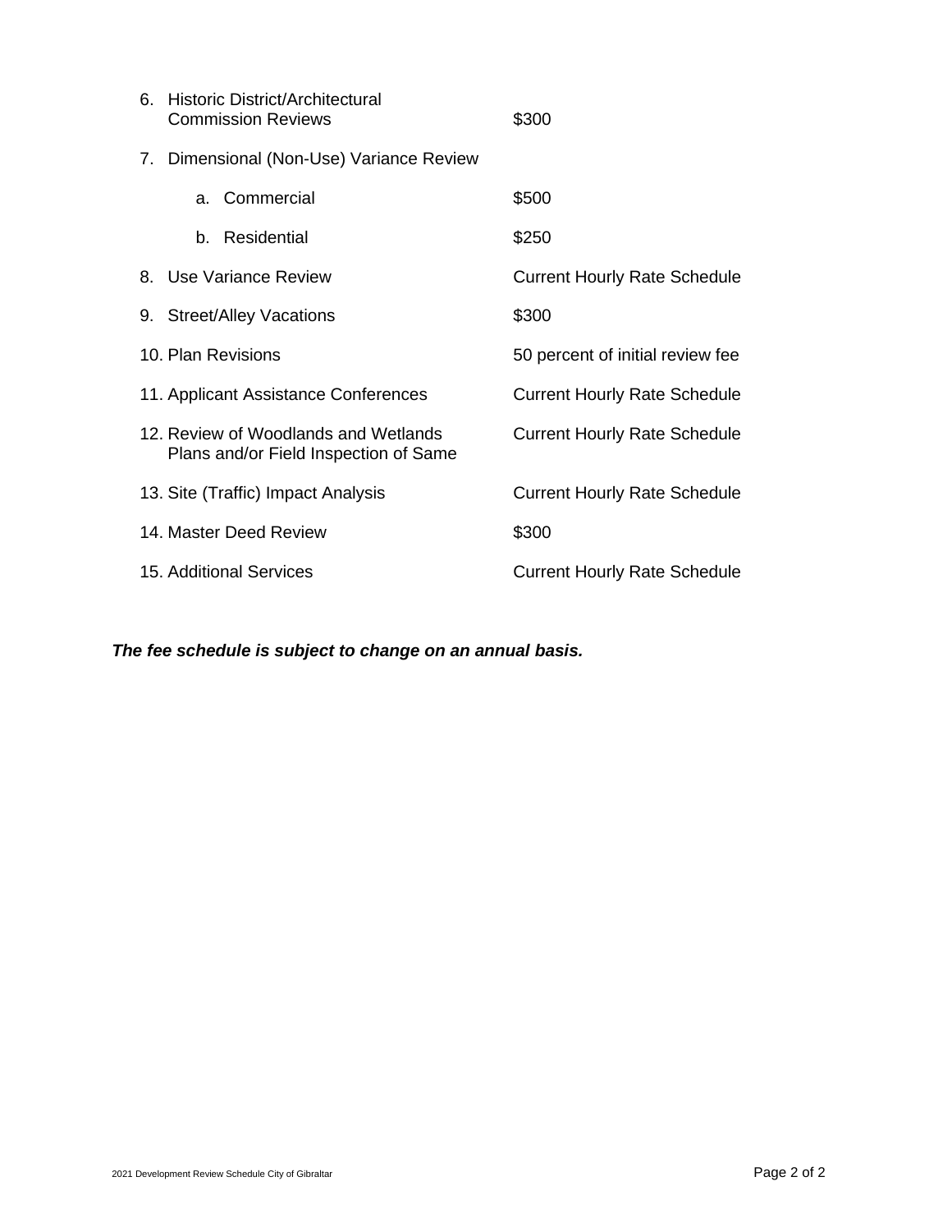| | |
|---|---|
| 6. Historic District/Architectural Commission Reviews | $300 |
| 7. Dimensional (Non-Use) Variance Review | |
| a. Commercial | $500 |
| b. Residential | $250 |
| 8. Use Variance Review | Current Hourly Rate Schedule |
| 9. Street/Alley Vacations | $300 |
| 10. Plan Revisions | 50 percent of initial review fee |
| 11. Applicant Assistance Conferences | Current Hourly Rate Schedule |
| 12. Review of Woodlands and Wetlands Plans and/or Field Inspection of Same | Current Hourly Rate Schedule |
| 13. Site (Traffic) Impact Analysis | Current Hourly Rate Schedule |
| 14. Master Deed Review | $300 |
| 15. Additional Services | Current Hourly Rate Schedule |

***The fee schedule is subject to change on an annual basis.***